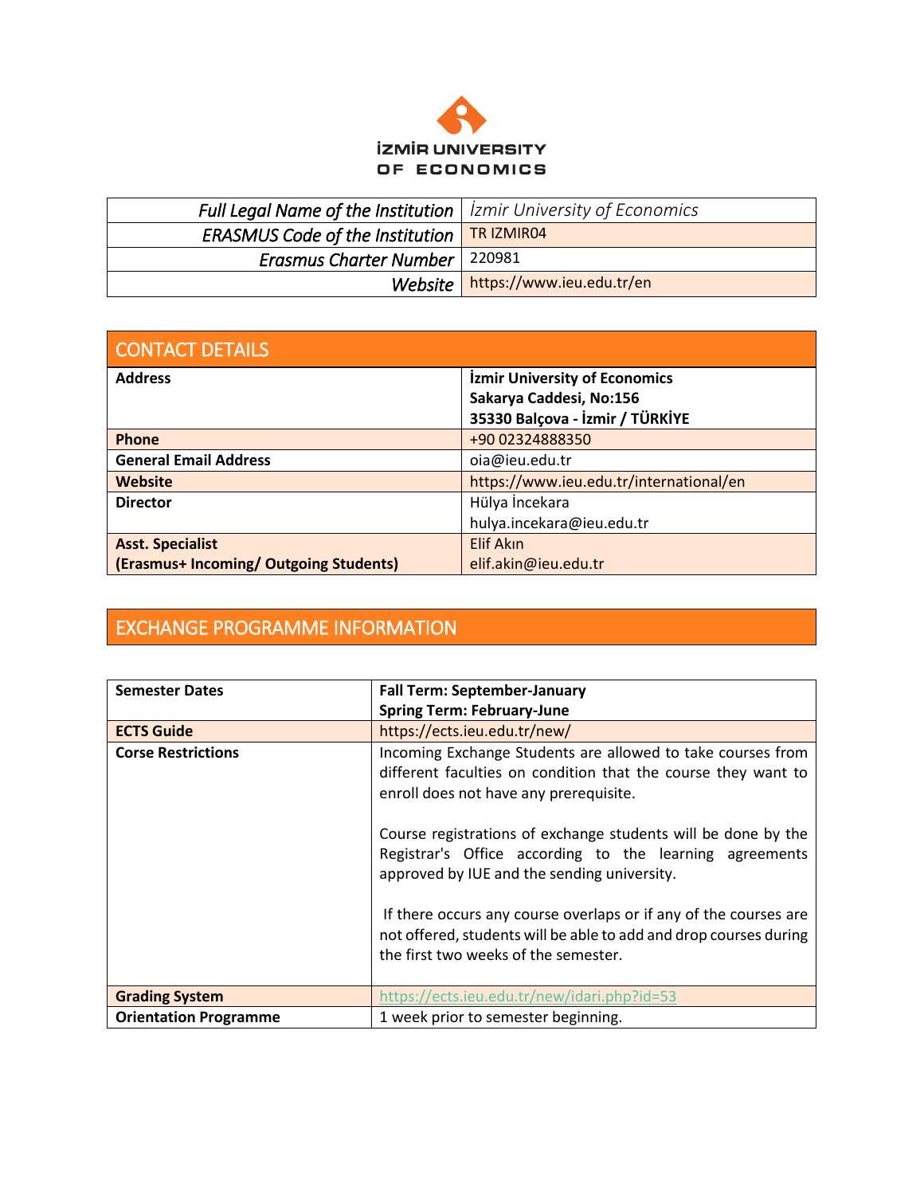İZMİR UNIVERSITY OF ECONOMICS

| | |
|---|---|
| *Full Legal Name of the Institution* | *İzmir University of Economics* |
| *ERASMUS Code of the Institution* | TR IZMIR04 |
| *Erasmus Charter Number* | 220981 |
| *Website* | https://www.ieu.edu.tr/en |

## CONTACT DETAILS

| | |
|---|---|
| **Address** | **İzmir University of Economics**<br>**Sakarya Caddesi, No:156**<br>**35330 Balçova - İzmir / TÜRKİYE** |
| **Phone** | +90 02324888350 |
| **General Email Address** | oia@ieu.edu.tr |
| **Website** | https://www.ieu.edu.tr/international/en |
| **Director** | Hülya İncekara<br>hulya.incekara@ieu.edu.tr |
| **Asst. Specialist**<br>**(Erasmus+ Incoming/ Outgoing Students)** | Elif Akın<br>elif.akin@ieu.edu.tr |

## EXCHANGE PROGRAMME INFORMATION

| | |
|---|---|
| **Semester Dates** | **Fall Term: September-January**<br>**Spring Term: February-June** |
| **ECTS Guide** | https://ects.ieu.edu.tr/new/ |
| **Corse Restrictions** | Incoming Exchange Students are allowed to take courses from different faculties on condition that the course they want to enroll does not have any prerequisite.<br><br>Course registrations of exchange students will be done by the Registrar's Office according to the learning agreements approved by IUE and the sending university.<br><br>If there occurs any course overlaps or if any of the courses are not offered, students will be able to add and drop courses during the first two weeks of the semester. |
| **Grading System** | https://ects.ieu.edu.tr/new/idari.php?id=53 |
| **Orientation Programme** | 1 week prior to semester beginning. |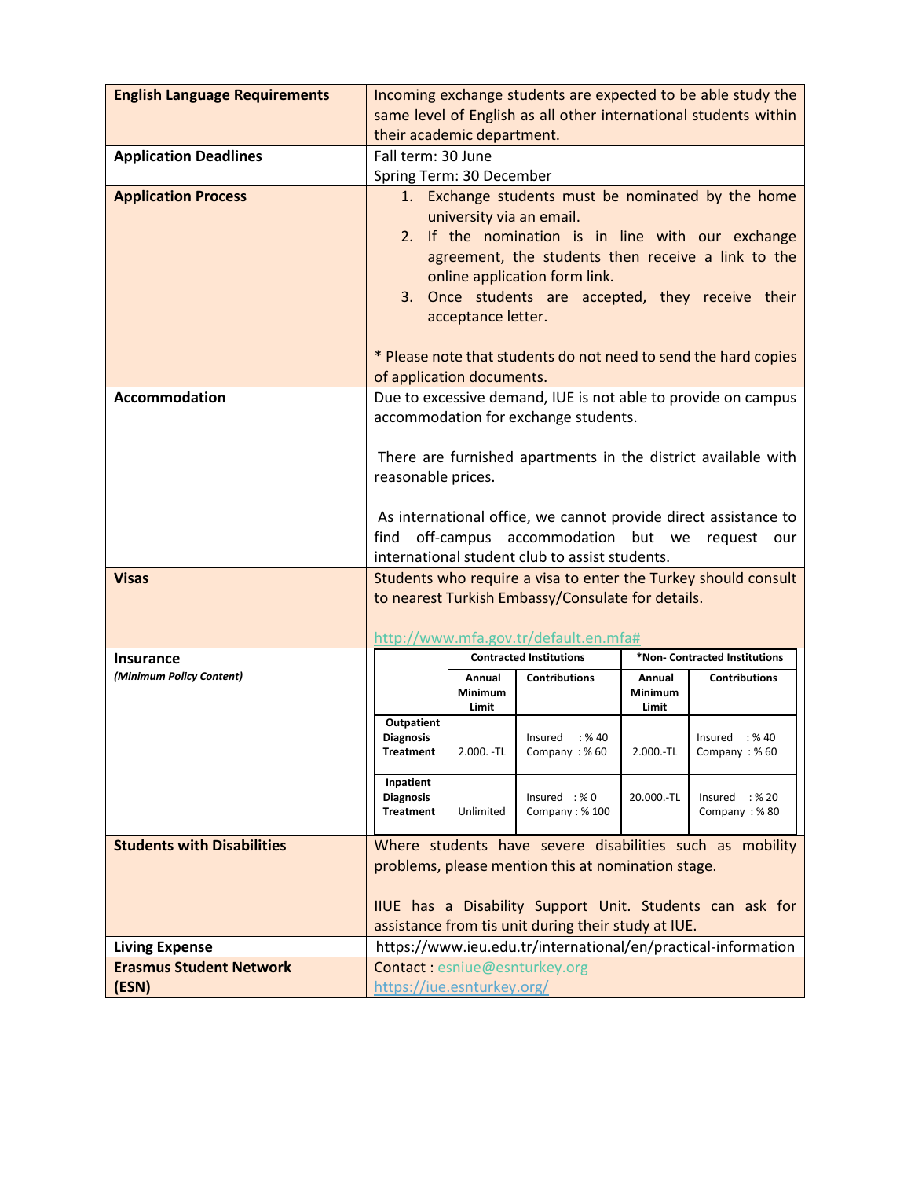| | |
|---|---|
| **English Language Requirements** | Incoming exchange students are expected to be able study the same level of English as all other international students within their academic department. |
| **Application Deadlines** | Fall term: 30 June<br>Spring Term: 30 December |
| **Application Process** | 1. Exchange students must be nominated by the home university via an email.<br>2. If the nomination is in line with our exchange agreement, the students then receive a link to the online application form link.<br>3. Once students are accepted, they receive their acceptance letter.<br><br>* Please note that students do not need to send the hard copies of application documents. |
| **Accommodation** | Due to excessive demand, IUE is not able to provide on campus accommodation for exchange students.<br><br>There are furnished apartments in the district available with reasonable prices.<br><br>As international office, we cannot provide direct assistance to find off-campus accommodation but we request our international student club to assist students. |
| **Visas** | Students who require a visa to enter the Turkey should consult to nearest Turkish Embassy/Consulate for details.<br><br>http://www.mfa.gov.tr/default.en.mfa# |
| **Insurance** *(Minimum Policy Content)* | See table below |
| **Students with Disabilities** | Where students have severe disabilities such as mobility problems, please mention this at nomination stage.<br><br>IIUE has a Disability Support Unit. Students can ask for assistance from tis unit during their study at IUE. |
| **Living Expense** | https://www.ieu.edu.tr/international/en/practical-information |
| **Erasmus Student Network (ESN)** | Contact : esniue@esnturkey.org<br>https://iue.esnturkey.org/ |

**Insurance** *(Minimum Policy Content)*

| | Contracted Institutions | | *Non- Contracted Institutions | |
|---|---|---|---|---|
| | Annual Minimum Limit | Contributions | Annual Minimum Limit | Contributions |
| **Outpatient Diagnosis Treatment** | 2.000. -TL | Insured : % 40<br>Company : % 60 | 2.000.-TL | Insured : % 40<br>Company : % 60 |
| **Inpatient Diagnosis Treatment** | Unlimited | Insured : % 0<br>Company : % 100 | 20.000.-TL | Insured : % 20<br>Company : % 80 |